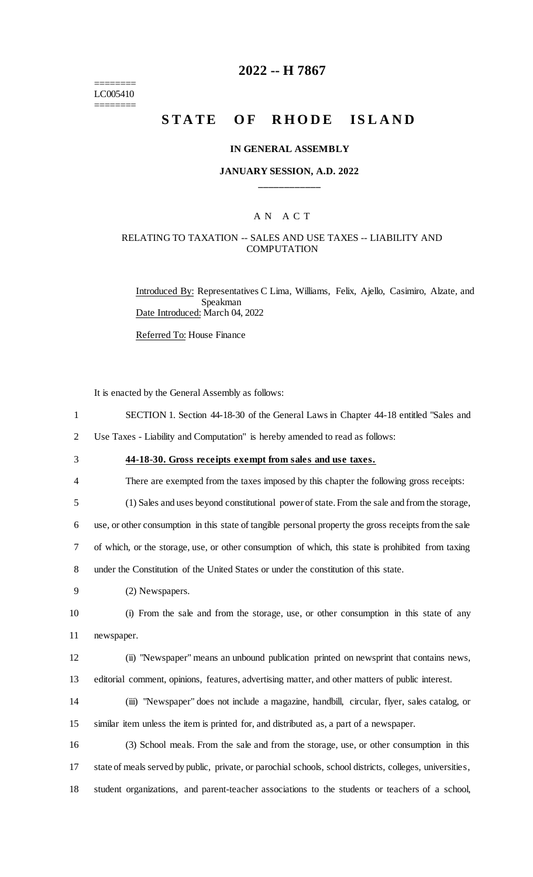========
LC005410
========

# 2022 -- H 7867

## STATE OF RHODE ISLAND

### IN GENERAL ASSEMBLY

### JANUARY SESSION, A.D. 2022

\_\_\_\_\_\_\_\_\_\_\_\_

A N A C T

RELATING TO TAXATION -- SALES AND USE TAXES -- LIABILITY AND COMPUTATION

Introduced By: Representatives C Lima, Williams, Felix, Ajello, Casimiro, Alzate, and Speakman

Date Introduced: March 04, 2022

Referred To: House Finance

It is enacted by the General Assembly as follows:

1 SECTION 1. Section 44-18-30 of the General Laws in Chapter 44-18 entitled "Sales and
2 Use Taxes - Liability and Computation" is hereby amended to read as follows:

3 **44-18-30. Gross receipts exempt from sales and use taxes.**

4 There are exempted from the taxes imposed by this chapter the following gross receipts:

5 (1) Sales and uses beyond constitutional power of state. From the sale and from the storage,
6 use, or other consumption in this state of tangible personal property the gross receipts from the sale
7 of which, or the storage, use, or other consumption of which, this state is prohibited from taxing
8 under the Constitution of the United States or under the constitution of this state.

9 (2) Newspapers.

10 (i) From the sale and from the storage, use, or other consumption in this state of any
11 newspaper.

12 (ii) "Newspaper" means an unbound publication printed on newsprint that contains news,
13 editorial comment, opinions, features, advertising matter, and other matters of public interest.

14 (iii) "Newspaper" does not include a magazine, handbill, circular, flyer, sales catalog, or
15 similar item unless the item is printed for, and distributed as, a part of a newspaper.

16 (3) School meals. From the sale and from the storage, use, or other consumption in this
17 state of meals served by public, private, or parochial schools, school districts, colleges, universities,
18 student organizations, and parent-teacher associations to the students or teachers of a school,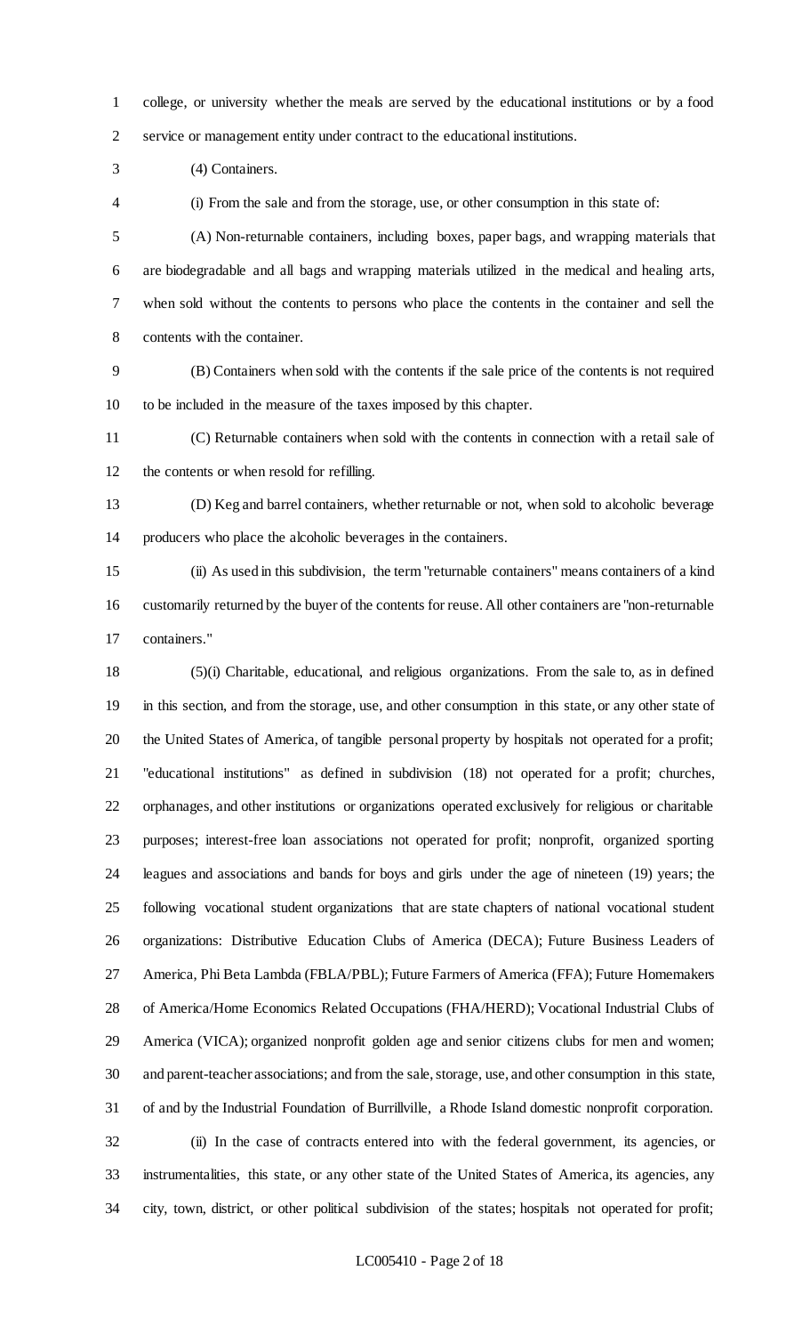college, or university whether the meals are served by the educational institutions or by a food service or management entity under contract to the educational institutions.

(4) Containers.

(i) From the sale and from the storage, use, or other consumption in this state of:

(A) Non-returnable containers, including boxes, paper bags, and wrapping materials that are biodegradable and all bags and wrapping materials utilized in the medical and healing arts, when sold without the contents to persons who place the contents in the container and sell the contents with the container.

(B) Containers when sold with the contents if the sale price of the contents is not required to be included in the measure of the taxes imposed by this chapter.

(C) Returnable containers when sold with the contents in connection with a retail sale of the contents or when resold for refilling.

(D) Keg and barrel containers, whether returnable or not, when sold to alcoholic beverage producers who place the alcoholic beverages in the containers.

(ii) As used in this subdivision, the term "returnable containers" means containers of a kind customarily returned by the buyer of the contents for reuse. All other containers are "non-returnable containers."

(5)(i) Charitable, educational, and religious organizations. From the sale to, as in defined in this section, and from the storage, use, and other consumption in this state, or any other state of the United States of America, of tangible personal property by hospitals not operated for a profit; "educational institutions" as defined in subdivision (18) not operated for a profit; churches, orphanages, and other institutions or organizations operated exclusively for religious or charitable purposes; interest-free loan associations not operated for profit; nonprofit, organized sporting leagues and associations and bands for boys and girls under the age of nineteen (19) years; the following vocational student organizations that are state chapters of national vocational student organizations: Distributive Education Clubs of America (DECA); Future Business Leaders of America, Phi Beta Lambda (FBLA/PBL); Future Farmers of America (FFA); Future Homemakers of America/Home Economics Related Occupations (FHA/HERD); Vocational Industrial Clubs of America (VICA); organized nonprofit golden age and senior citizens clubs for men and women; and parent-teacher associations; and from the sale, storage, use, and other consumption in this state, of and by the Industrial Foundation of Burrillville, a Rhode Island domestic nonprofit corporation.

(ii) In the case of contracts entered into with the federal government, its agencies, or instrumentalities, this state, or any other state of the United States of America, its agencies, any city, town, district, or other political subdivision of the states; hospitals not operated for profit;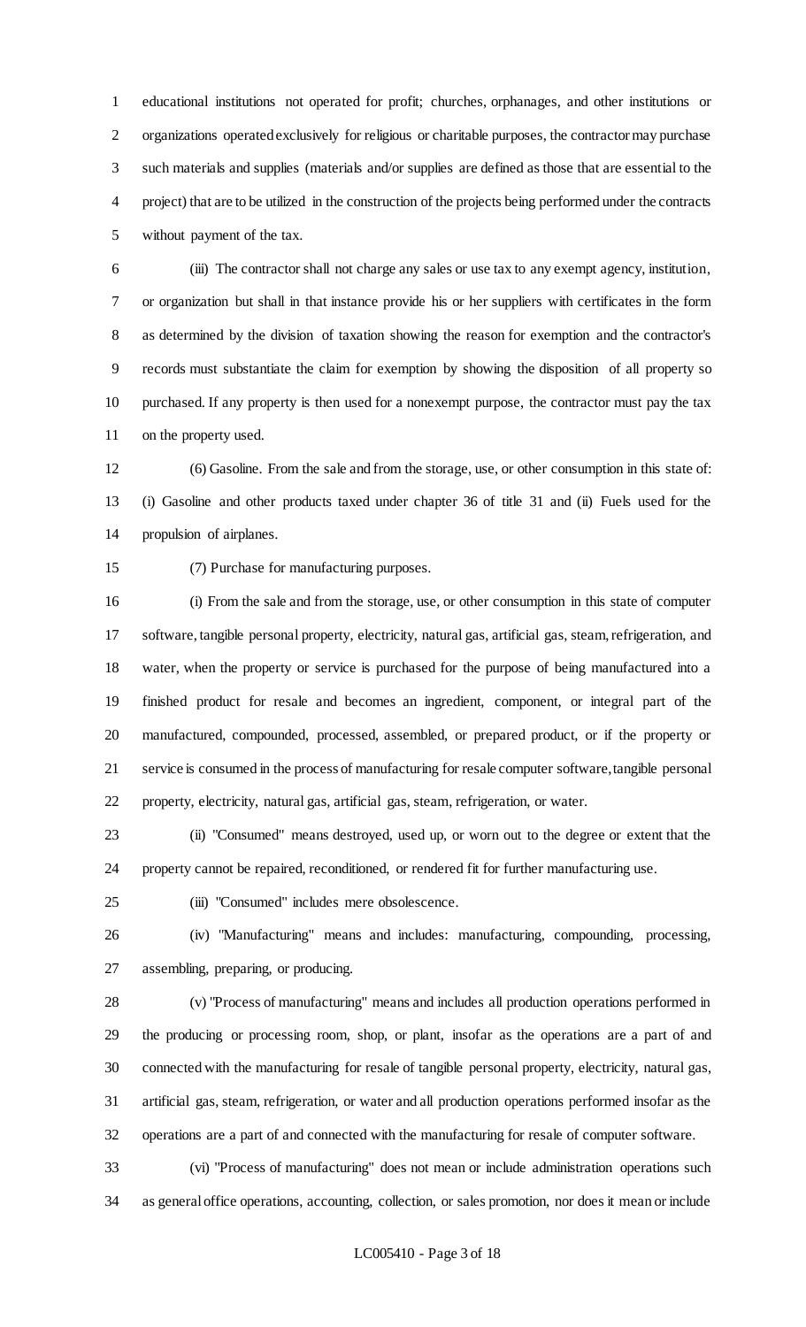educational institutions not operated for profit; churches, orphanages, and other institutions or organizations operated exclusively for religious or charitable purposes, the contractor may purchase such materials and supplies (materials and/or supplies are defined as those that are essential to the project) that are to be utilized in the construction of the projects being performed under the contracts without payment of the tax.

(iii) The contractor shall not charge any sales or use tax to any exempt agency, institution, or organization but shall in that instance provide his or her suppliers with certificates in the form as determined by the division of taxation showing the reason for exemption and the contractor's records must substantiate the claim for exemption by showing the disposition of all property so purchased. If any property is then used for a nonexempt purpose, the contractor must pay the tax on the property used.

(6) Gasoline. From the sale and from the storage, use, or other consumption in this state of: (i) Gasoline and other products taxed under chapter 36 of title 31 and (ii) Fuels used for the propulsion of airplanes.

(7) Purchase for manufacturing purposes.

(i) From the sale and from the storage, use, or other consumption in this state of computer software, tangible personal property, electricity, natural gas, artificial gas, steam, refrigeration, and water, when the property or service is purchased for the purpose of being manufactured into a finished product for resale and becomes an ingredient, component, or integral part of the manufactured, compounded, processed, assembled, or prepared product, or if the property or service is consumed in the process of manufacturing for resale computer software, tangible personal property, electricity, natural gas, artificial gas, steam, refrigeration, or water.

(ii) "Consumed" means destroyed, used up, or worn out to the degree or extent that the property cannot be repaired, reconditioned, or rendered fit for further manufacturing use.

(iii) "Consumed" includes mere obsolescence.

(iv) "Manufacturing" means and includes: manufacturing, compounding, processing, assembling, preparing, or producing.

(v) "Process of manufacturing" means and includes all production operations performed in the producing or processing room, shop, or plant, insofar as the operations are a part of and connected with the manufacturing for resale of tangible personal property, electricity, natural gas, artificial gas, steam, refrigeration, or water and all production operations performed insofar as the operations are a part of and connected with the manufacturing for resale of computer software.

(vi) "Process of manufacturing" does not mean or include administration operations such as general office operations, accounting, collection, or sales promotion, nor does it mean or include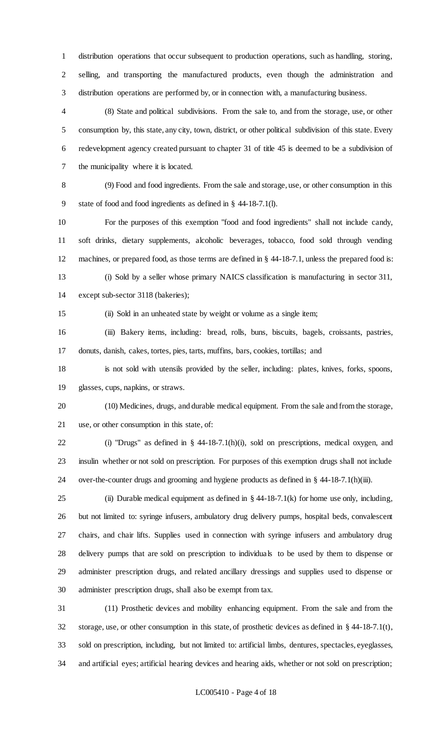distribution operations that occur subsequent to production operations, such as handling, storing, selling, and transporting the manufactured products, even though the administration and distribution operations are performed by, or in connection with, a manufacturing business.

(8) State and political subdivisions. From the sale to, and from the storage, use, or other consumption by, this state, any city, town, district, or other political subdivision of this state. Every redevelopment agency created pursuant to chapter 31 of title 45 is deemed to be a subdivision of the municipality where it is located.

(9) Food and food ingredients. From the sale and storage, use, or other consumption in this state of food and food ingredients as defined in § 44-18-7.1(l).

For the purposes of this exemption "food and food ingredients" shall not include candy, soft drinks, dietary supplements, alcoholic beverages, tobacco, food sold through vending machines, or prepared food, as those terms are defined in § 44-18-7.1, unless the prepared food is:

(i) Sold by a seller whose primary NAICS classification is manufacturing in sector 311, except sub-sector 3118 (bakeries);

(ii) Sold in an unheated state by weight or volume as a single item;

(iii) Bakery items, including: bread, rolls, buns, biscuits, bagels, croissants, pastries, donuts, danish, cakes, tortes, pies, tarts, muffins, bars, cookies, tortillas; and

is not sold with utensils provided by the seller, including: plates, knives, forks, spoons, glasses, cups, napkins, or straws.

(10) Medicines, drugs, and durable medical equipment. From the sale and from the storage, use, or other consumption in this state, of:

(i) "Drugs" as defined in § 44-18-7.1(h)(i), sold on prescriptions, medical oxygen, and insulin whether or not sold on prescription. For purposes of this exemption drugs shall not include over-the-counter drugs and grooming and hygiene products as defined in § 44-18-7.1(h)(iii).

(ii) Durable medical equipment as defined in § 44-18-7.1(k) for home use only, including, but not limited to: syringe infusers, ambulatory drug delivery pumps, hospital beds, convalescent chairs, and chair lifts. Supplies used in connection with syringe infusers and ambulatory drug delivery pumps that are sold on prescription to individuals to be used by them to dispense or administer prescription drugs, and related ancillary dressings and supplies used to dispense or administer prescription drugs, shall also be exempt from tax.

(11) Prosthetic devices and mobility enhancing equipment. From the sale and from the storage, use, or other consumption in this state, of prosthetic devices as defined in § 44-18-7.1(t), sold on prescription, including, but not limited to: artificial limbs, dentures, spectacles, eyeglasses, and artificial eyes; artificial hearing devices and hearing aids, whether or not sold on prescription;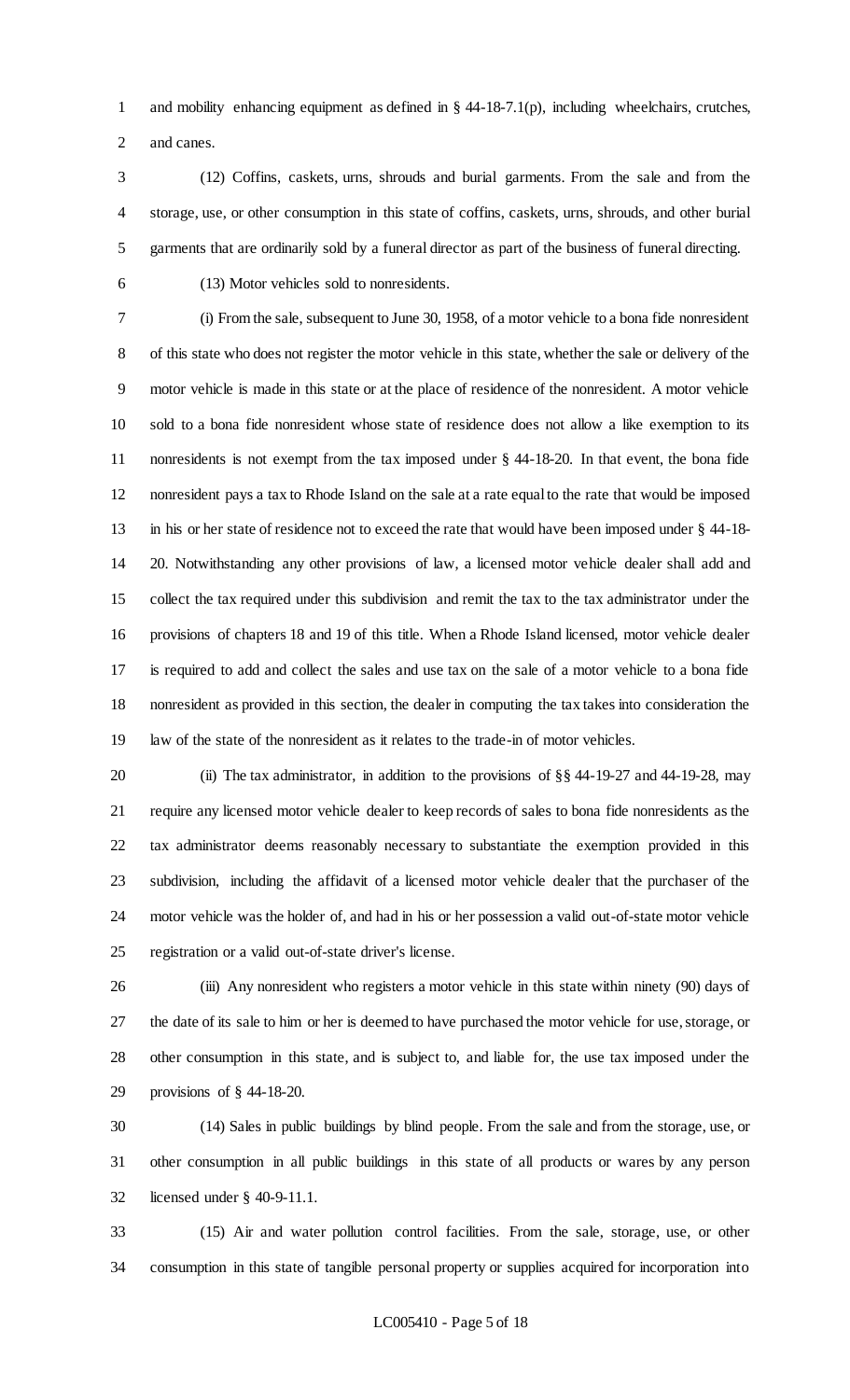and mobility enhancing equipment as defined in § 44-18-7.1(p), including wheelchairs, crutches, and canes.

(12) Coffins, caskets, urns, shrouds and burial garments. From the sale and from the storage, use, or other consumption in this state of coffins, caskets, urns, shrouds, and other burial garments that are ordinarily sold by a funeral director as part of the business of funeral directing.

(13) Motor vehicles sold to nonresidents.

(i) From the sale, subsequent to June 30, 1958, of a motor vehicle to a bona fide nonresident of this state who does not register the motor vehicle in this state, whether the sale or delivery of the motor vehicle is made in this state or at the place of residence of the nonresident. A motor vehicle sold to a bona fide nonresident whose state of residence does not allow a like exemption to its nonresidents is not exempt from the tax imposed under § 44-18-20. In that event, the bona fide nonresident pays a tax to Rhode Island on the sale at a rate equal to the rate that would be imposed in his or her state of residence not to exceed the rate that would have been imposed under § 44-18-20. Notwithstanding any other provisions of law, a licensed motor vehicle dealer shall add and collect the tax required under this subdivision and remit the tax to the tax administrator under the provisions of chapters 18 and 19 of this title. When a Rhode Island licensed, motor vehicle dealer is required to add and collect the sales and use tax on the sale of a motor vehicle to a bona fide nonresident as provided in this section, the dealer in computing the tax takes into consideration the law of the state of the nonresident as it relates to the trade-in of motor vehicles.

(ii) The tax administrator, in addition to the provisions of §§ 44-19-27 and 44-19-28, may require any licensed motor vehicle dealer to keep records of sales to bona fide nonresidents as the tax administrator deems reasonably necessary to substantiate the exemption provided in this subdivision, including the affidavit of a licensed motor vehicle dealer that the purchaser of the motor vehicle was the holder of, and had in his or her possession a valid out-of-state motor vehicle registration or a valid out-of-state driver's license.

(iii) Any nonresident who registers a motor vehicle in this state within ninety (90) days of the date of its sale to him or her is deemed to have purchased the motor vehicle for use, storage, or other consumption in this state, and is subject to, and liable for, the use tax imposed under the provisions of § 44-18-20.

(14) Sales in public buildings by blind people. From the sale and from the storage, use, or other consumption in all public buildings in this state of all products or wares by any person licensed under § 40-9-11.1.

(15) Air and water pollution control facilities. From the sale, storage, use, or other consumption in this state of tangible personal property or supplies acquired for incorporation into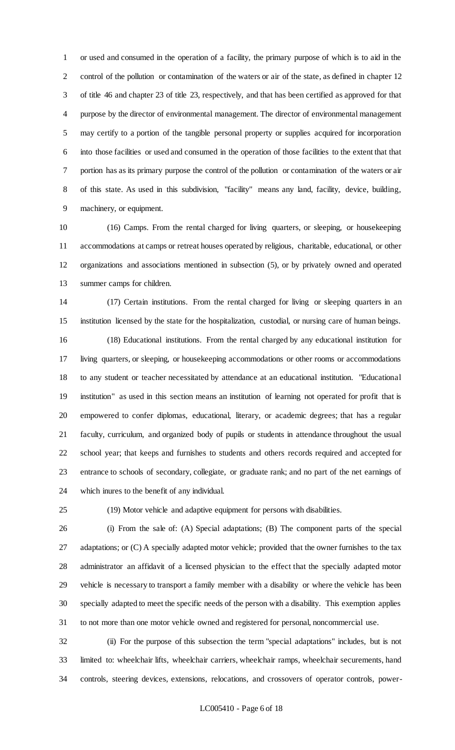or used and consumed in the operation of a facility, the primary purpose of which is to aid in the control of the pollution or contamination of the waters or air of the state, as defined in chapter 12 of title 46 and chapter 23 of title 23, respectively, and that has been certified as approved for that purpose by the director of environmental management. The director of environmental management may certify to a portion of the tangible personal property or supplies acquired for incorporation into those facilities or used and consumed in the operation of those facilities to the extent that that portion has as its primary purpose the control of the pollution or contamination of the waters or air of this state. As used in this subdivision, "facility" means any land, facility, device, building, machinery, or equipment.

(16) Camps. From the rental charged for living quarters, or sleeping, or housekeeping accommodations at camps or retreat houses operated by religious, charitable, educational, or other organizations and associations mentioned in subsection (5), or by privately owned and operated summer camps for children.

(17) Certain institutions. From the rental charged for living or sleeping quarters in an institution licensed by the state for the hospitalization, custodial, or nursing care of human beings.

(18) Educational institutions. From the rental charged by any educational institution for living quarters, or sleeping, or housekeeping accommodations or other rooms or accommodations to any student or teacher necessitated by attendance at an educational institution. "Educational institution" as used in this section means an institution of learning not operated for profit that is empowered to confer diplomas, educational, literary, or academic degrees; that has a regular faculty, curriculum, and organized body of pupils or students in attendance throughout the usual school year; that keeps and furnishes to students and others records required and accepted for entrance to schools of secondary, collegiate, or graduate rank; and no part of the net earnings of which inures to the benefit of any individual.

(19) Motor vehicle and adaptive equipment for persons with disabilities.

(i) From the sale of: (A) Special adaptations; (B) The component parts of the special adaptations; or (C) A specially adapted motor vehicle; provided that the owner furnishes to the tax administrator an affidavit of a licensed physician to the effect that the specially adapted motor vehicle is necessary to transport a family member with a disability or where the vehicle has been specially adapted to meet the specific needs of the person with a disability. This exemption applies to not more than one motor vehicle owned and registered for personal, noncommercial use.

(ii) For the purpose of this subsection the term "special adaptations" includes, but is not limited to: wheelchair lifts, wheelchair carriers, wheelchair ramps, wheelchair securements, hand controls, steering devices, extensions, relocations, and crossovers of operator controls, power-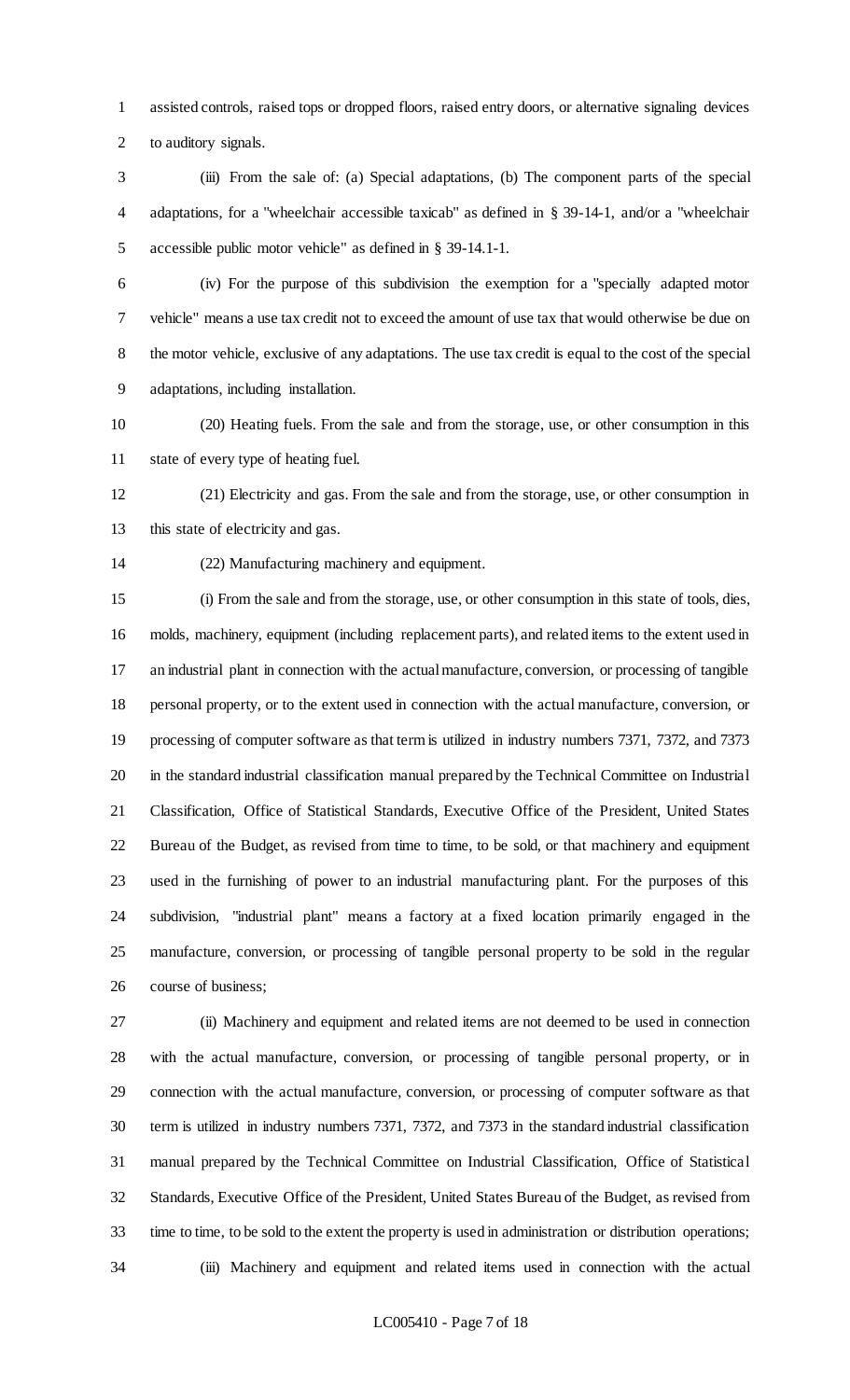assisted controls, raised tops or dropped floors, raised entry doors, or alternative signaling devices to auditory signals.

(iii) From the sale of: (a) Special adaptations, (b) The component parts of the special adaptations, for a "wheelchair accessible taxicab" as defined in § 39-14-1, and/or a "wheelchair accessible public motor vehicle" as defined in § 39-14.1-1.

(iv) For the purpose of this subdivision the exemption for a "specially adapted motor vehicle" means a use tax credit not to exceed the amount of use tax that would otherwise be due on the motor vehicle, exclusive of any adaptations. The use tax credit is equal to the cost of the special adaptations, including installation.

(20) Heating fuels. From the sale and from the storage, use, or other consumption in this state of every type of heating fuel.

(21) Electricity and gas. From the sale and from the storage, use, or other consumption in this state of electricity and gas.

(22) Manufacturing machinery and equipment.

(i) From the sale and from the storage, use, or other consumption in this state of tools, dies, molds, machinery, equipment (including replacement parts), and related items to the extent used in an industrial plant in connection with the actual manufacture, conversion, or processing of tangible personal property, or to the extent used in connection with the actual manufacture, conversion, or processing of computer software as that term is utilized in industry numbers 7371, 7372, and 7373 in the standard industrial classification manual prepared by the Technical Committee on Industrial Classification, Office of Statistical Standards, Executive Office of the President, United States Bureau of the Budget, as revised from time to time, to be sold, or that machinery and equipment used in the furnishing of power to an industrial manufacturing plant. For the purposes of this subdivision, "industrial plant" means a factory at a fixed location primarily engaged in the manufacture, conversion, or processing of tangible personal property to be sold in the regular course of business;

(ii) Machinery and equipment and related items are not deemed to be used in connection with the actual manufacture, conversion, or processing of tangible personal property, or in connection with the actual manufacture, conversion, or processing of computer software as that term is utilized in industry numbers 7371, 7372, and 7373 in the standard industrial classification manual prepared by the Technical Committee on Industrial Classification, Office of Statistical Standards, Executive Office of the President, United States Bureau of the Budget, as revised from time to time, to be sold to the extent the property is used in administration or distribution operations;

(iii) Machinery and equipment and related items used in connection with the actual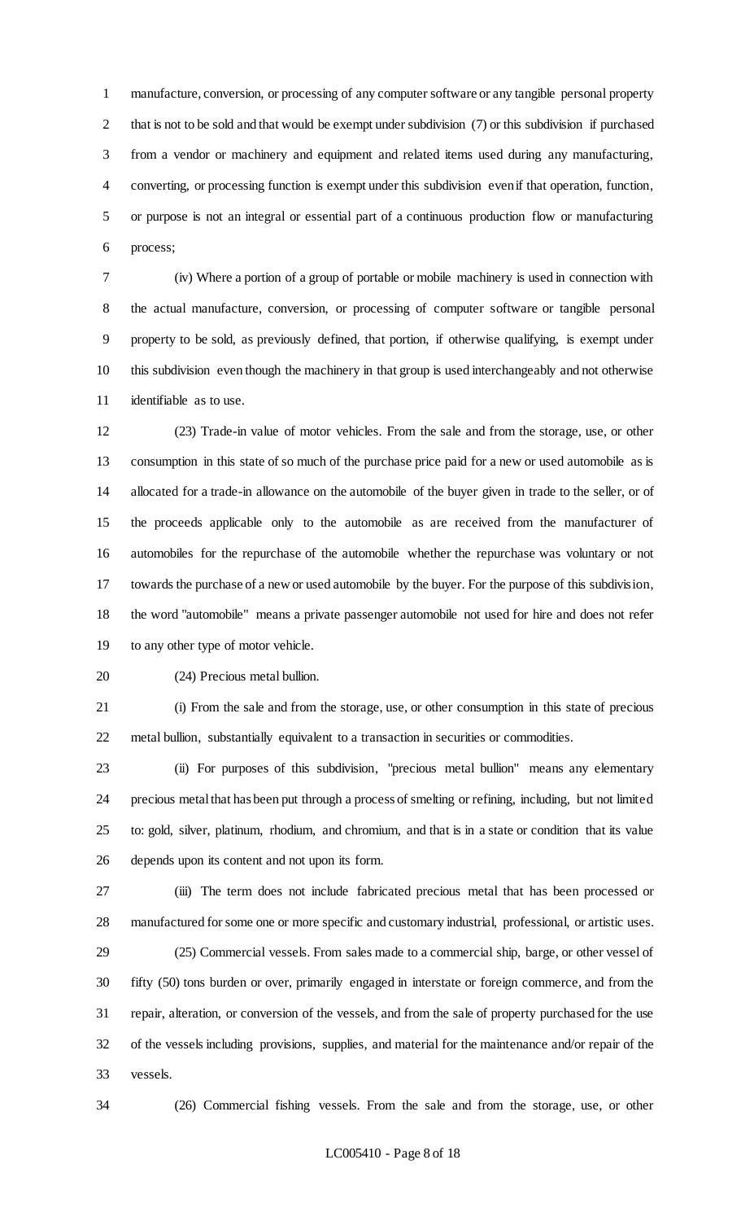manufacture, conversion, or processing of any computer software or any tangible personal property that is not to be sold and that would be exempt under subdivision (7) or this subdivision if purchased from a vendor or machinery and equipment and related items used during any manufacturing, converting, or processing function is exempt under this subdivision even if that operation, function, or purpose is not an integral or essential part of a continuous production flow or manufacturing process;

(iv) Where a portion of a group of portable or mobile machinery is used in connection with the actual manufacture, conversion, or processing of computer software or tangible personal property to be sold, as previously defined, that portion, if otherwise qualifying, is exempt under this subdivision even though the machinery in that group is used interchangeably and not otherwise identifiable as to use.

(23) Trade-in value of motor vehicles. From the sale and from the storage, use, or other consumption in this state of so much of the purchase price paid for a new or used automobile as is allocated for a trade-in allowance on the automobile of the buyer given in trade to the seller, or of the proceeds applicable only to the automobile as are received from the manufacturer of automobiles for the repurchase of the automobile whether the repurchase was voluntary or not towards the purchase of a new or used automobile by the buyer. For the purpose of this subdivision, the word "automobile" means a private passenger automobile not used for hire and does not refer to any other type of motor vehicle.

(24) Precious metal bullion.

(i) From the sale and from the storage, use, or other consumption in this state of precious metal bullion, substantially equivalent to a transaction in securities or commodities.

(ii) For purposes of this subdivision, "precious metal bullion" means any elementary precious metal that has been put through a process of smelting or refining, including, but not limited to: gold, silver, platinum, rhodium, and chromium, and that is in a state or condition that its value depends upon its content and not upon its form.

(iii) The term does not include fabricated precious metal that has been processed or manufactured for some one or more specific and customary industrial, professional, or artistic uses.

(25) Commercial vessels. From sales made to a commercial ship, barge, or other vessel of fifty (50) tons burden or over, primarily engaged in interstate or foreign commerce, and from the repair, alteration, or conversion of the vessels, and from the sale of property purchased for the use of the vessels including provisions, supplies, and material for the maintenance and/or repair of the vessels.

(26) Commercial fishing vessels. From the sale and from the storage, use, or other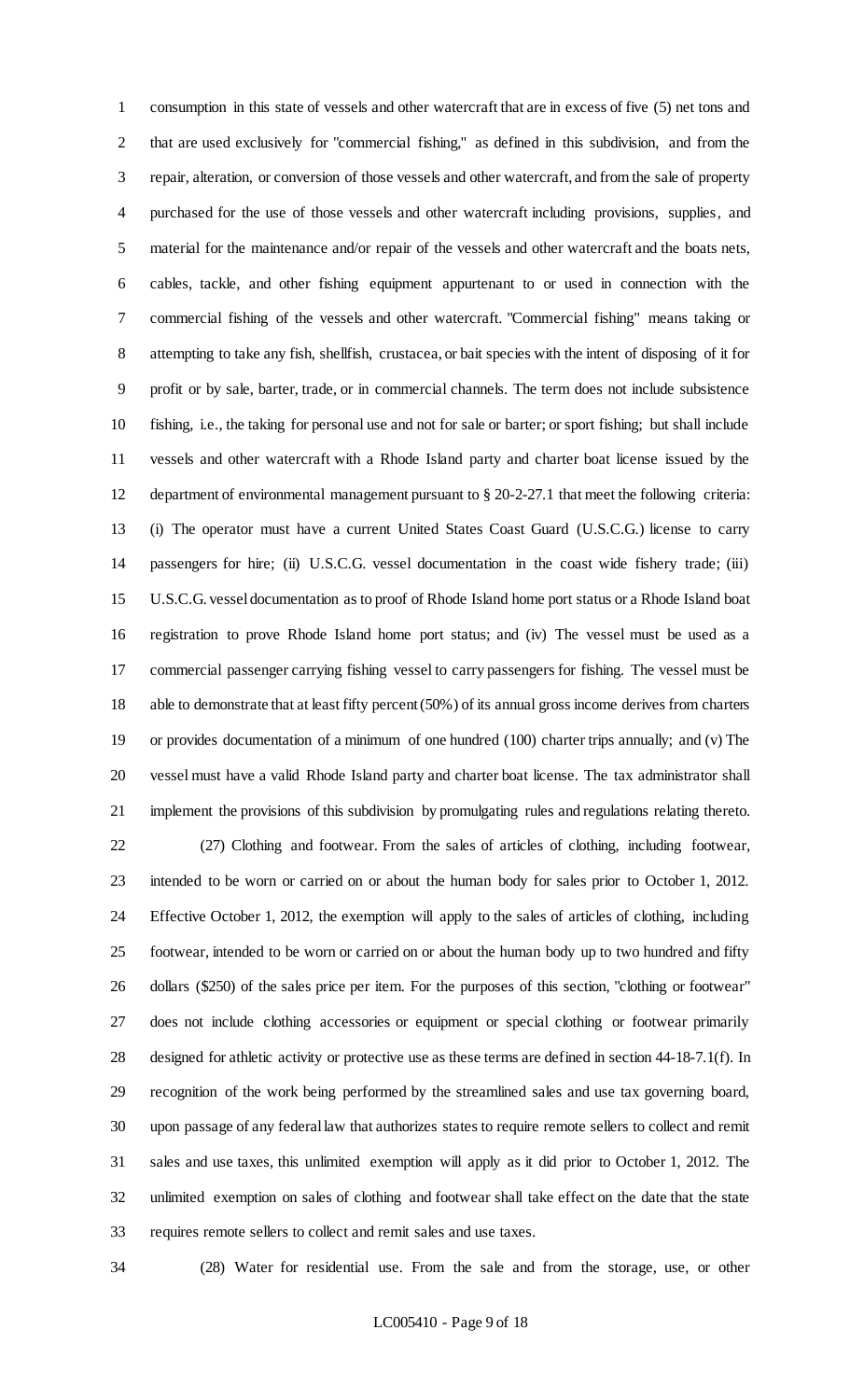consumption in this state of vessels and other watercraft that are in excess of five (5) net tons and that are used exclusively for "commercial fishing," as defined in this subdivision, and from the repair, alteration, or conversion of those vessels and other watercraft, and from the sale of property purchased for the use of those vessels and other watercraft including provisions, supplies, and material for the maintenance and/or repair of the vessels and other watercraft and the boats nets, cables, tackle, and other fishing equipment appurtenant to or used in connection with the commercial fishing of the vessels and other watercraft. "Commercial fishing" means taking or attempting to take any fish, shellfish, crustacea, or bait species with the intent of disposing of it for profit or by sale, barter, trade, or in commercial channels. The term does not include subsistence fishing, i.e., the taking for personal use and not for sale or barter; or sport fishing; but shall include vessels and other watercraft with a Rhode Island party and charter boat license issued by the department of environmental management pursuant to § 20-2-27.1 that meet the following criteria: (i) The operator must have a current United States Coast Guard (U.S.C.G.) license to carry passengers for hire; (ii) U.S.C.G. vessel documentation in the coast wide fishery trade; (iii) U.S.C.G. vessel documentation as to proof of Rhode Island home port status or a Rhode Island boat registration to prove Rhode Island home port status; and (iv) The vessel must be used as a commercial passenger carrying fishing vessel to carry passengers for fishing. The vessel must be able to demonstrate that at least fifty percent (50%) of its annual gross income derives from charters or provides documentation of a minimum of one hundred (100) charter trips annually; and (v) The vessel must have a valid Rhode Island party and charter boat license. The tax administrator shall implement the provisions of this subdivision by promulgating rules and regulations relating thereto.

(27) Clothing and footwear. From the sales of articles of clothing, including footwear, intended to be worn or carried on or about the human body for sales prior to October 1, 2012. Effective October 1, 2012, the exemption will apply to the sales of articles of clothing, including footwear, intended to be worn or carried on or about the human body up to two hundred and fifty dollars ($250) of the sales price per item. For the purposes of this section, "clothing or footwear" does not include clothing accessories or equipment or special clothing or footwear primarily designed for athletic activity or protective use as these terms are defined in section 44-18-7.1(f). In recognition of the work being performed by the streamlined sales and use tax governing board, upon passage of any federal law that authorizes states to require remote sellers to collect and remit sales and use taxes, this unlimited exemption will apply as it did prior to October 1, 2012. The unlimited exemption on sales of clothing and footwear shall take effect on the date that the state requires remote sellers to collect and remit sales and use taxes.

(28) Water for residential use. From the sale and from the storage, use, or other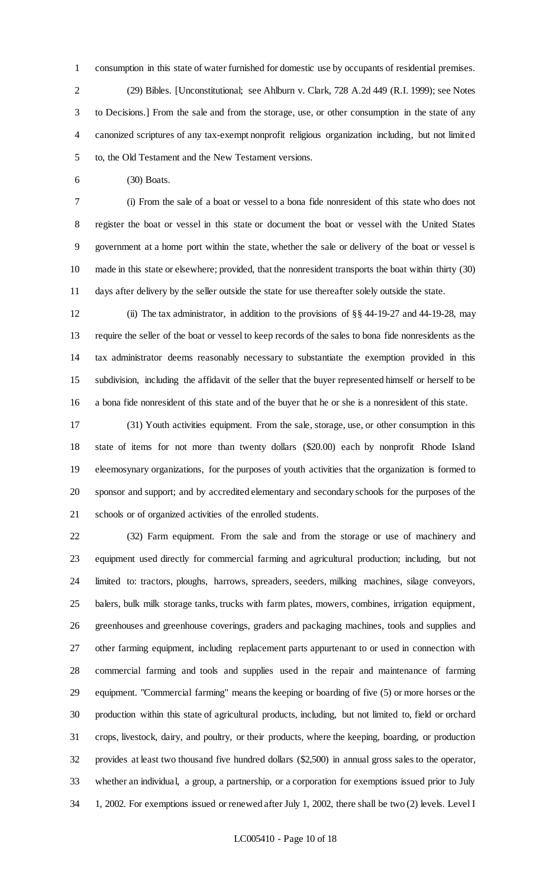consumption in this state of water furnished for domestic use by occupants of residential premises.

(29) Bibles. [Unconstitutional; see Ahlburn v. Clark, 728 A.2d 449 (R.I. 1999); see Notes to Decisions.] From the sale and from the storage, use, or other consumption in the state of any canonized scriptures of any tax-exempt nonprofit religious organization including, but not limited to, the Old Testament and the New Testament versions.

(30) Boats.

(i) From the sale of a boat or vessel to a bona fide nonresident of this state who does not register the boat or vessel in this state or document the boat or vessel with the United States government at a home port within the state, whether the sale or delivery of the boat or vessel is made in this state or elsewhere; provided, that the nonresident transports the boat within thirty (30) days after delivery by the seller outside the state for use thereafter solely outside the state.

(ii) The tax administrator, in addition to the provisions of §§ 44-19-27 and 44-19-28, may require the seller of the boat or vessel to keep records of the sales to bona fide nonresidents as the tax administrator deems reasonably necessary to substantiate the exemption provided in this subdivision, including the affidavit of the seller that the buyer represented himself or herself to be a bona fide nonresident of this state and of the buyer that he or she is a nonresident of this state.

(31) Youth activities equipment. From the sale, storage, use, or other consumption in this state of items for not more than twenty dollars ($20.00) each by nonprofit Rhode Island eleemosynary organizations, for the purposes of youth activities that the organization is formed to sponsor and support; and by accredited elementary and secondary schools for the purposes of the schools or of organized activities of the enrolled students.

(32) Farm equipment. From the sale and from the storage or use of machinery and equipment used directly for commercial farming and agricultural production; including, but not limited to: tractors, ploughs, harrows, spreaders, seeders, milking machines, silage conveyors, balers, bulk milk storage tanks, trucks with farm plates, mowers, combines, irrigation equipment, greenhouses and greenhouse coverings, graders and packaging machines, tools and supplies and other farming equipment, including replacement parts appurtenant to or used in connection with commercial farming and tools and supplies used in the repair and maintenance of farming equipment. "Commercial farming" means the keeping or boarding of five (5) or more horses or the production within this state of agricultural products, including, but not limited to, field or orchard crops, livestock, dairy, and poultry, or their products, where the keeping, boarding, or production provides at least two thousand five hundred dollars ($2,500) in annual gross sales to the operator, whether an individual, a group, a partnership, or a corporation for exemptions issued prior to July 1, 2002. For exemptions issued or renewed after July 1, 2002, there shall be two (2) levels. Level I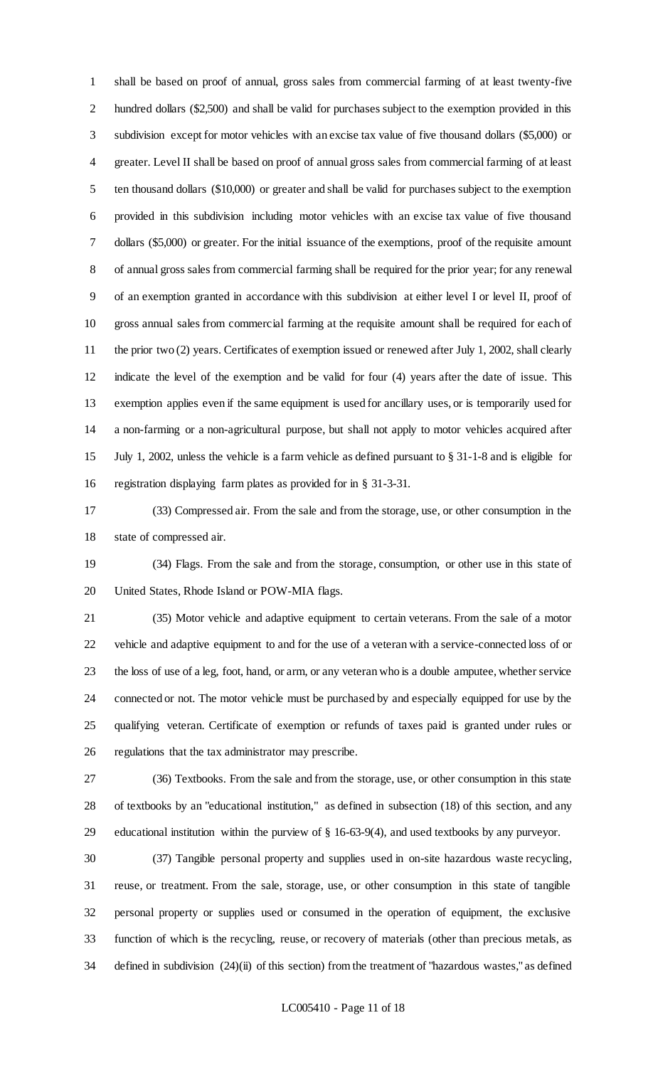shall be based on proof of annual, gross sales from commercial farming of at least twenty-five hundred dollars ($2,500) and shall be valid for purchases subject to the exemption provided in this subdivision except for motor vehicles with an excise tax value of five thousand dollars ($5,000) or greater. Level II shall be based on proof of annual gross sales from commercial farming of at least ten thousand dollars ($10,000) or greater and shall be valid for purchases subject to the exemption provided in this subdivision including motor vehicles with an excise tax value of five thousand dollars ($5,000) or greater. For the initial issuance of the exemptions, proof of the requisite amount of annual gross sales from commercial farming shall be required for the prior year; for any renewal of an exemption granted in accordance with this subdivision at either level I or level II, proof of gross annual sales from commercial farming at the requisite amount shall be required for each of the prior two (2) years. Certificates of exemption issued or renewed after July 1, 2002, shall clearly indicate the level of the exemption and be valid for four (4) years after the date of issue. This exemption applies even if the same equipment is used for ancillary uses, or is temporarily used for a non-farming or a non-agricultural purpose, but shall not apply to motor vehicles acquired after July 1, 2002, unless the vehicle is a farm vehicle as defined pursuant to § 31-1-8 and is eligible for registration displaying farm plates as provided for in § 31-3-31.

(33) Compressed air. From the sale and from the storage, use, or other consumption in the state of compressed air.

(34) Flags. From the sale and from the storage, consumption, or other use in this state of United States, Rhode Island or POW-MIA flags.

(35) Motor vehicle and adaptive equipment to certain veterans. From the sale of a motor vehicle and adaptive equipment to and for the use of a veteran with a service-connected loss of or the loss of use of a leg, foot, hand, or arm, or any veteran who is a double amputee, whether service connected or not. The motor vehicle must be purchased by and especially equipped for use by the qualifying veteran. Certificate of exemption or refunds of taxes paid is granted under rules or regulations that the tax administrator may prescribe.

(36) Textbooks. From the sale and from the storage, use, or other consumption in this state of textbooks by an "educational institution," as defined in subsection (18) of this section, and any educational institution within the purview of § 16-63-9(4), and used textbooks by any purveyor.

(37) Tangible personal property and supplies used in on-site hazardous waste recycling, reuse, or treatment. From the sale, storage, use, or other consumption in this state of tangible personal property or supplies used or consumed in the operation of equipment, the exclusive function of which is the recycling, reuse, or recovery of materials (other than precious metals, as defined in subdivision (24)(ii) of this section) from the treatment of "hazardous wastes," as defined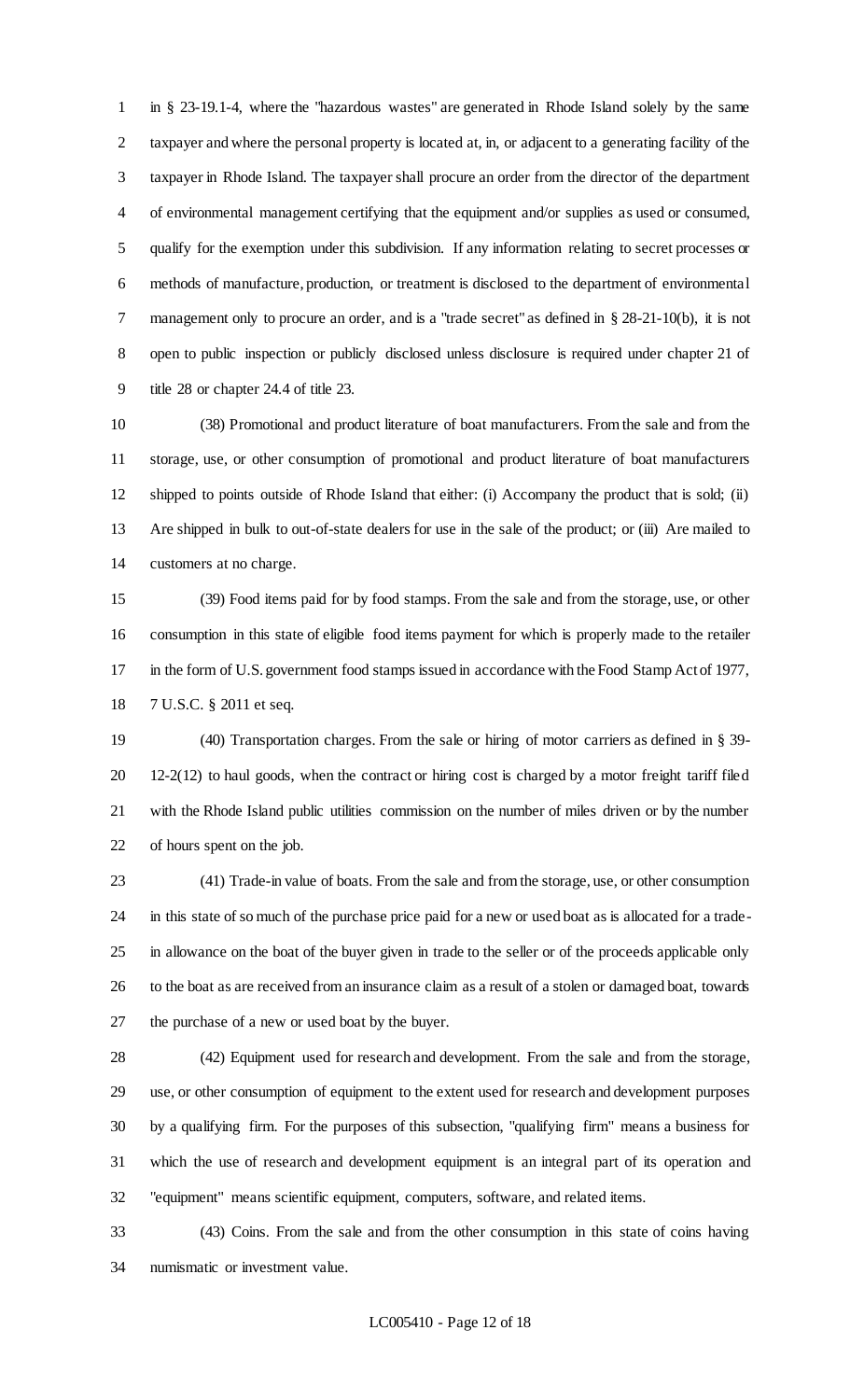in § 23-19.1-4, where the "hazardous wastes" are generated in Rhode Island solely by the same taxpayer and where the personal property is located at, in, or adjacent to a generating facility of the taxpayer in Rhode Island. The taxpayer shall procure an order from the director of the department of environmental management certifying that the equipment and/or supplies as used or consumed, qualify for the exemption under this subdivision. If any information relating to secret processes or methods of manufacture, production, or treatment is disclosed to the department of environmental management only to procure an order, and is a "trade secret" as defined in § 28-21-10(b), it is not open to public inspection or publicly disclosed unless disclosure is required under chapter 21 of title 28 or chapter 24.4 of title 23.

(38) Promotional and product literature of boat manufacturers. From the sale and from the storage, use, or other consumption of promotional and product literature of boat manufacturers shipped to points outside of Rhode Island that either: (i) Accompany the product that is sold; (ii) Are shipped in bulk to out-of-state dealers for use in the sale of the product; or (iii) Are mailed to customers at no charge.

(39) Food items paid for by food stamps. From the sale and from the storage, use, or other consumption in this state of eligible food items payment for which is properly made to the retailer in the form of U.S. government food stamps issued in accordance with the Food Stamp Act of 1977, 7 U.S.C. § 2011 et seq.

(40) Transportation charges. From the sale or hiring of motor carriers as defined in § 39-12-2(12) to haul goods, when the contract or hiring cost is charged by a motor freight tariff filed with the Rhode Island public utilities commission on the number of miles driven or by the number of hours spent on the job.

(41) Trade-in value of boats. From the sale and from the storage, use, or other consumption in this state of so much of the purchase price paid for a new or used boat as is allocated for a trade-in allowance on the boat of the buyer given in trade to the seller or of the proceeds applicable only to the boat as are received from an insurance claim as a result of a stolen or damaged boat, towards the purchase of a new or used boat by the buyer.

(42) Equipment used for research and development. From the sale and from the storage, use, or other consumption of equipment to the extent used for research and development purposes by a qualifying firm. For the purposes of this subsection, "qualifying firm" means a business for which the use of research and development equipment is an integral part of its operation and "equipment" means scientific equipment, computers, software, and related items.

(43) Coins. From the sale and from the other consumption in this state of coins having numismatic or investment value.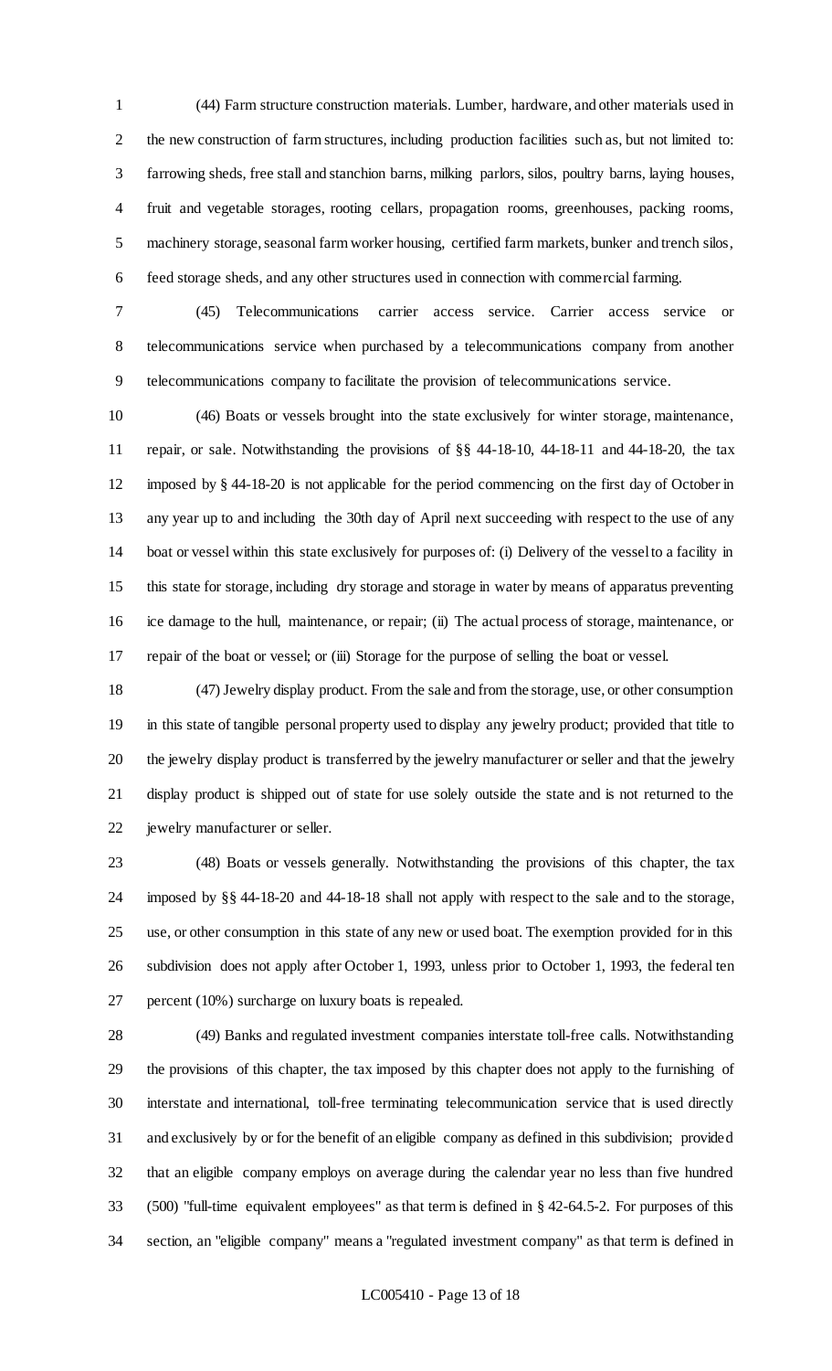(44) Farm structure construction materials. Lumber, hardware, and other materials used in the new construction of farm structures, including production facilities such as, but not limited to: farrowing sheds, free stall and stanchion barns, milking parlors, silos, poultry barns, laying houses, fruit and vegetable storages, rooting cellars, propagation rooms, greenhouses, packing rooms, machinery storage, seasonal farm worker housing, certified farm markets, bunker and trench silos, feed storage sheds, and any other structures used in connection with commercial farming.

(45) Telecommunications carrier access service. Carrier access service or telecommunications service when purchased by a telecommunications company from another telecommunications company to facilitate the provision of telecommunications service.

(46) Boats or vessels brought into the state exclusively for winter storage, maintenance, repair, or sale. Notwithstanding the provisions of §§ 44-18-10, 44-18-11 and 44-18-20, the tax imposed by § 44-18-20 is not applicable for the period commencing on the first day of October in any year up to and including the 30th day of April next succeeding with respect to the use of any boat or vessel within this state exclusively for purposes of: (i) Delivery of the vessel to a facility in this state for storage, including dry storage and storage in water by means of apparatus preventing ice damage to the hull, maintenance, or repair; (ii) The actual process of storage, maintenance, or repair of the boat or vessel; or (iii) Storage for the purpose of selling the boat or vessel.

(47) Jewelry display product. From the sale and from the storage, use, or other consumption in this state of tangible personal property used to display any jewelry product; provided that title to the jewelry display product is transferred by the jewelry manufacturer or seller and that the jewelry display product is shipped out of state for use solely outside the state and is not returned to the jewelry manufacturer or seller.

(48) Boats or vessels generally. Notwithstanding the provisions of this chapter, the tax imposed by §§ 44-18-20 and 44-18-18 shall not apply with respect to the sale and to the storage, use, or other consumption in this state of any new or used boat. The exemption provided for in this subdivision does not apply after October 1, 1993, unless prior to October 1, 1993, the federal ten percent (10%) surcharge on luxury boats is repealed.

(49) Banks and regulated investment companies interstate toll-free calls. Notwithstanding the provisions of this chapter, the tax imposed by this chapter does not apply to the furnishing of interstate and international, toll-free terminating telecommunication service that is used directly and exclusively by or for the benefit of an eligible company as defined in this subdivision; provided that an eligible company employs on average during the calendar year no less than five hundred (500) "full-time equivalent employees" as that term is defined in § 42-64.5-2. For purposes of this section, an "eligible company" means a "regulated investment company" as that term is defined in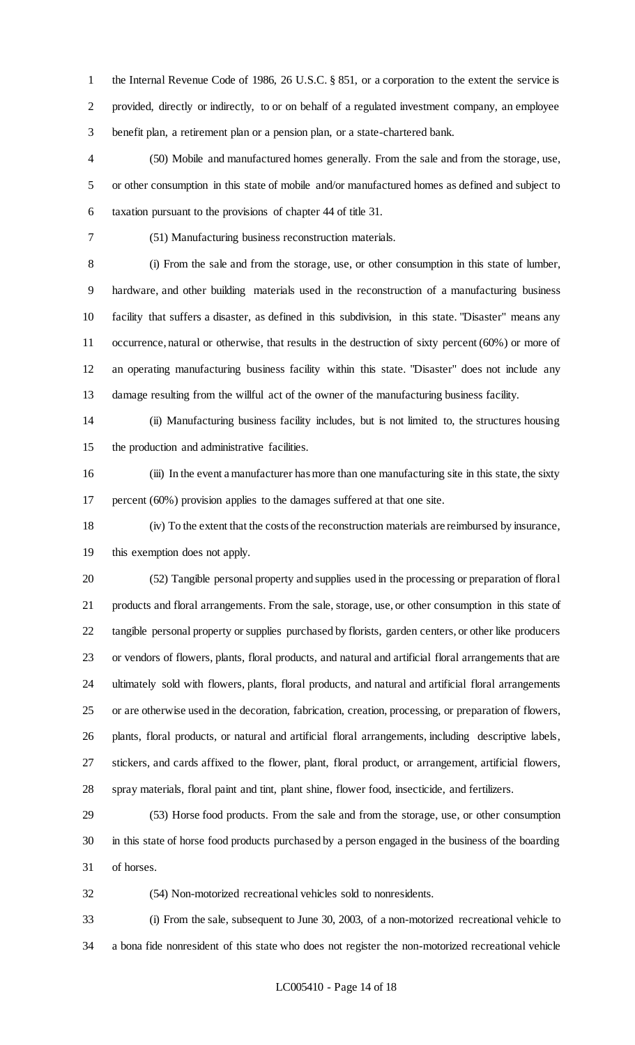the Internal Revenue Code of 1986, 26 U.S.C. § 851, or a corporation to the extent the service is provided, directly or indirectly, to or on behalf of a regulated investment company, an employee benefit plan, a retirement plan or a pension plan, or a state-chartered bank.

(50) Mobile and manufactured homes generally. From the sale and from the storage, use, or other consumption in this state of mobile and/or manufactured homes as defined and subject to taxation pursuant to the provisions of chapter 44 of title 31.

(51) Manufacturing business reconstruction materials.

(i) From the sale and from the storage, use, or other consumption in this state of lumber, hardware, and other building materials used in the reconstruction of a manufacturing business facility that suffers a disaster, as defined in this subdivision, in this state. "Disaster" means any occurrence, natural or otherwise, that results in the destruction of sixty percent (60%) or more of an operating manufacturing business facility within this state. "Disaster" does not include any damage resulting from the willful act of the owner of the manufacturing business facility.

(ii) Manufacturing business facility includes, but is not limited to, the structures housing the production and administrative facilities.

(iii) In the event a manufacturer has more than one manufacturing site in this state, the sixty percent (60%) provision applies to the damages suffered at that one site.

(iv) To the extent that the costs of the reconstruction materials are reimbursed by insurance, this exemption does not apply.

(52) Tangible personal property and supplies used in the processing or preparation of floral products and floral arrangements. From the sale, storage, use, or other consumption in this state of tangible personal property or supplies purchased by florists, garden centers, or other like producers or vendors of flowers, plants, floral products, and natural and artificial floral arrangements that are ultimately sold with flowers, plants, floral products, and natural and artificial floral arrangements or are otherwise used in the decoration, fabrication, creation, processing, or preparation of flowers, plants, floral products, or natural and artificial floral arrangements, including descriptive labels, stickers, and cards affixed to the flower, plant, floral product, or arrangement, artificial flowers, spray materials, floral paint and tint, plant shine, flower food, insecticide, and fertilizers.

(53) Horse food products. From the sale and from the storage, use, or other consumption in this state of horse food products purchased by a person engaged in the business of the boarding of horses.

(54) Non-motorized recreational vehicles sold to nonresidents.

(i) From the sale, subsequent to June 30, 2003, of a non-motorized recreational vehicle to a bona fide nonresident of this state who does not register the non-motorized recreational vehicle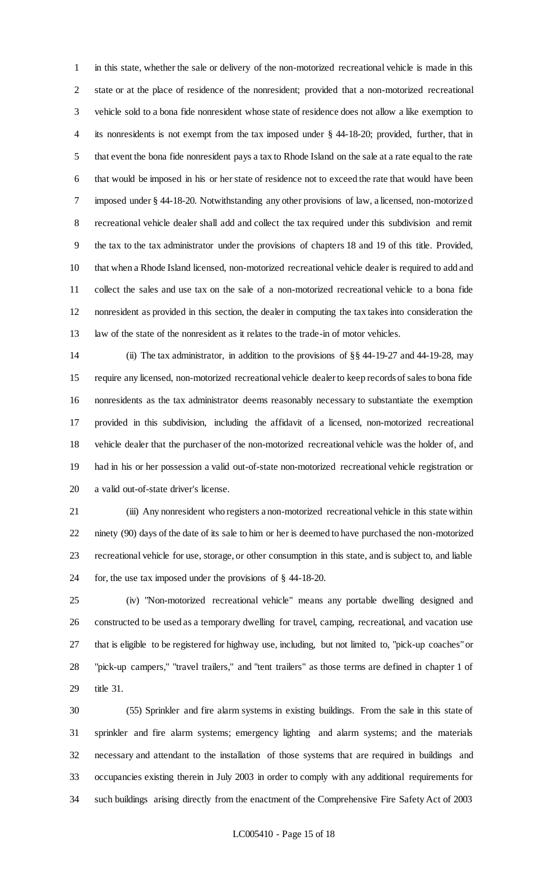in this state, whether the sale or delivery of the non-motorized recreational vehicle is made in this state or at the place of residence of the nonresident; provided that a non-motorized recreational vehicle sold to a bona fide nonresident whose state of residence does not allow a like exemption to its nonresidents is not exempt from the tax imposed under § 44-18-20; provided, further, that in that event the bona fide nonresident pays a tax to Rhode Island on the sale at a rate equal to the rate that would be imposed in his or her state of residence not to exceed the rate that would have been imposed under § 44-18-20. Notwithstanding any other provisions of law, a licensed, non-motorized recreational vehicle dealer shall add and collect the tax required under this subdivision and remit the tax to the tax administrator under the provisions of chapters 18 and 19 of this title. Provided, that when a Rhode Island licensed, non-motorized recreational vehicle dealer is required to add and collect the sales and use tax on the sale of a non-motorized recreational vehicle to a bona fide nonresident as provided in this section, the dealer in computing the tax takes into consideration the law of the state of the nonresident as it relates to the trade-in of motor vehicles.

(ii) The tax administrator, in addition to the provisions of §§ 44-19-27 and 44-19-28, may require any licensed, non-motorized recreational vehicle dealer to keep records of sales to bona fide nonresidents as the tax administrator deems reasonably necessary to substantiate the exemption provided in this subdivision, including the affidavit of a licensed, non-motorized recreational vehicle dealer that the purchaser of the non-motorized recreational vehicle was the holder of, and had in his or her possession a valid out-of-state non-motorized recreational vehicle registration or a valid out-of-state driver's license.

(iii) Any nonresident who registers a non-motorized recreational vehicle in this state within ninety (90) days of the date of its sale to him or her is deemed to have purchased the non-motorized recreational vehicle for use, storage, or other consumption in this state, and is subject to, and liable for, the use tax imposed under the provisions of § 44-18-20.

(iv) "Non-motorized recreational vehicle" means any portable dwelling designed and constructed to be used as a temporary dwelling for travel, camping, recreational, and vacation use that is eligible to be registered for highway use, including, but not limited to, "pick-up coaches" or "pick-up campers," "travel trailers," and "tent trailers" as those terms are defined in chapter 1 of title 31.

(55) Sprinkler and fire alarm systems in existing buildings. From the sale in this state of sprinkler and fire alarm systems; emergency lighting and alarm systems; and the materials necessary and attendant to the installation of those systems that are required in buildings and occupancies existing therein in July 2003 in order to comply with any additional requirements for such buildings arising directly from the enactment of the Comprehensive Fire Safety Act of 2003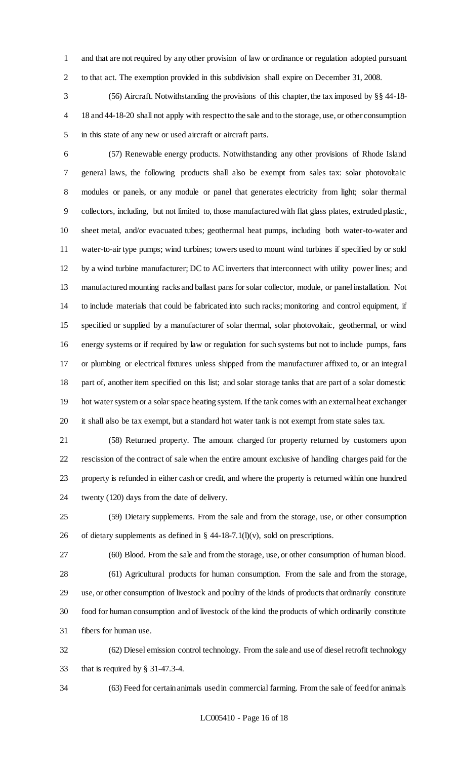and that are not required by any other provision of law or ordinance or regulation adopted pursuant to that act. The exemption provided in this subdivision shall expire on December 31, 2008.

(56) Aircraft. Notwithstanding the provisions of this chapter, the tax imposed by §§ 44-18-18 and 44-18-20 shall not apply with respect to the sale and to the storage, use, or other consumption in this state of any new or used aircraft or aircraft parts.

(57) Renewable energy products. Notwithstanding any other provisions of Rhode Island general laws, the following products shall also be exempt from sales tax: solar photovoltaic modules or panels, or any module or panel that generates electricity from light; solar thermal collectors, including, but not limited to, those manufactured with flat glass plates, extruded plastic, sheet metal, and/or evacuated tubes; geothermal heat pumps, including both water-to-water and water-to-air type pumps; wind turbines; towers used to mount wind turbines if specified by or sold by a wind turbine manufacturer; DC to AC inverters that interconnect with utility power lines; and manufactured mounting racks and ballast pans for solar collector, module, or panel installation. Not to include materials that could be fabricated into such racks; monitoring and control equipment, if specified or supplied by a manufacturer of solar thermal, solar photovoltaic, geothermal, or wind energy systems or if required by law or regulation for such systems but not to include pumps, fans or plumbing or electrical fixtures unless shipped from the manufacturer affixed to, or an integral part of, another item specified on this list; and solar storage tanks that are part of a solar domestic hot water system or a solar space heating system. If the tank comes with an external heat exchanger it shall also be tax exempt, but a standard hot water tank is not exempt from state sales tax.

(58) Returned property. The amount charged for property returned by customers upon rescission of the contract of sale when the entire amount exclusive of handling charges paid for the property is refunded in either cash or credit, and where the property is returned within one hundred twenty (120) days from the date of delivery.

(59) Dietary supplements. From the sale and from the storage, use, or other consumption of dietary supplements as defined in § 44-18-7.1(l)(v), sold on prescriptions.

(60) Blood. From the sale and from the storage, use, or other consumption of human blood.

(61) Agricultural products for human consumption. From the sale and from the storage, use, or other consumption of livestock and poultry of the kinds of products that ordinarily constitute food for human consumption and of livestock of the kind the products of which ordinarily constitute fibers for human use.

(62) Diesel emission control technology. From the sale and use of diesel retrofit technology that is required by § 31-47.3-4.

(63) Feed for certain animals used in commercial farming. From the sale of feed for animals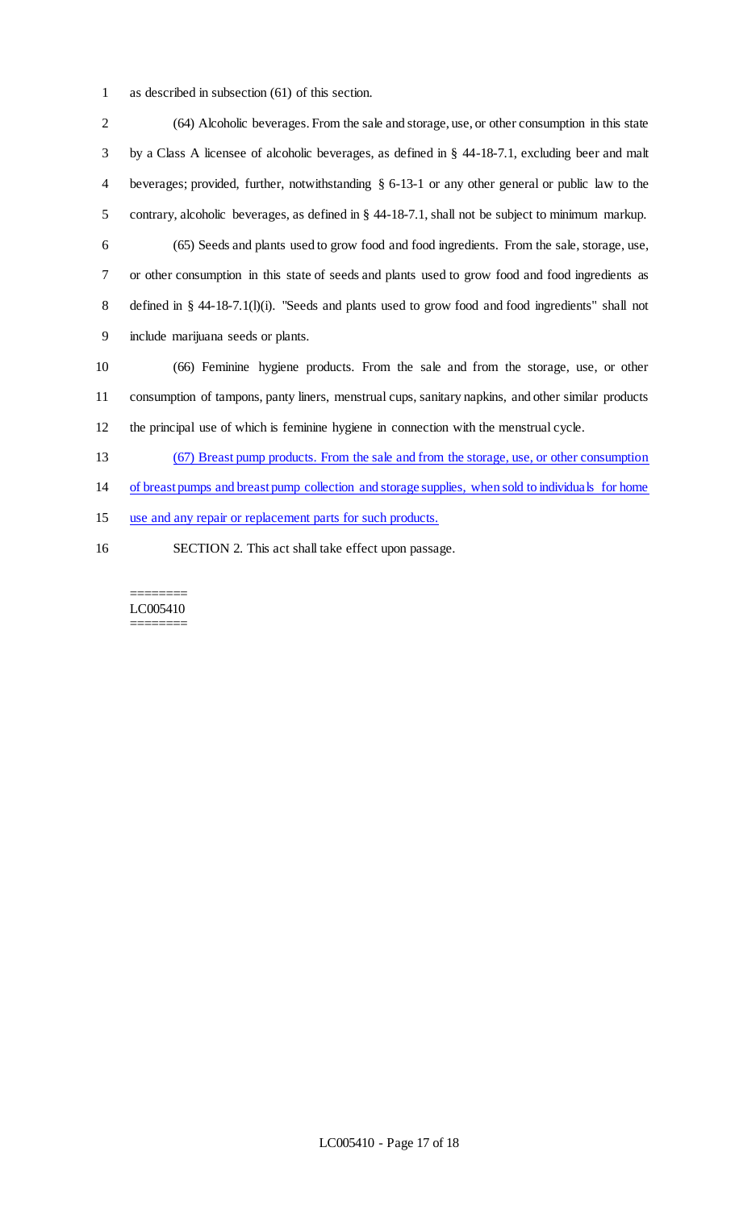as described in subsection (61) of this section.

(64) Alcoholic beverages. From the sale and storage, use, or other consumption in this state by a Class A licensee of alcoholic beverages, as defined in § 44-18-7.1, excluding beer and malt beverages; provided, further, notwithstanding § 6-13-1 or any other general or public law to the contrary, alcoholic beverages, as defined in § 44-18-7.1, shall not be subject to minimum markup.

(65) Seeds and plants used to grow food and food ingredients. From the sale, storage, use, or other consumption in this state of seeds and plants used to grow food and food ingredients as defined in § 44-18-7.1(l)(i). "Seeds and plants used to grow food and food ingredients" shall not include marijuana seeds or plants.

(66) Feminine hygiene products. From the sale and from the storage, use, or other consumption of tampons, panty liners, menstrual cups, sanitary napkins, and other similar products the principal use of which is feminine hygiene in connection with the menstrual cycle.

<u>(67) Breast pump products. From the sale and from the storage, use, or other consumption of breast pumps and breast pump collection and storage supplies, when sold to individuals for home use and any repair or replacement parts for such products.</u>

SECTION 2. This act shall take effect upon passage.

========
LC005410
========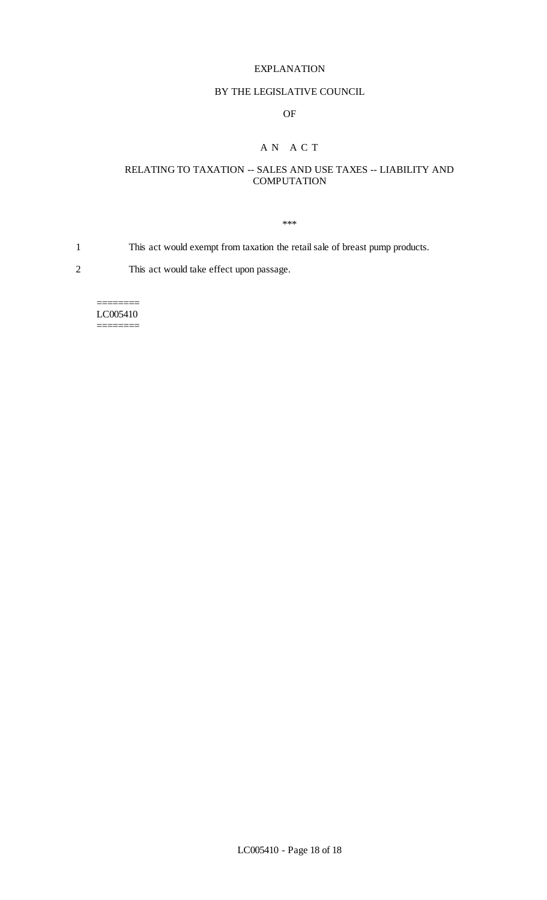EXPLANATION

BY THE LEGISLATIVE COUNCIL

OF

A N A C T

RELATING TO TAXATION -- SALES AND USE TAXES -- LIABILITY AND COMPUTATION

\*\*\*

1 This act would exempt from taxation the retail sale of breast pump products.

2 This act would take effect upon passage.

========
LC005410
========